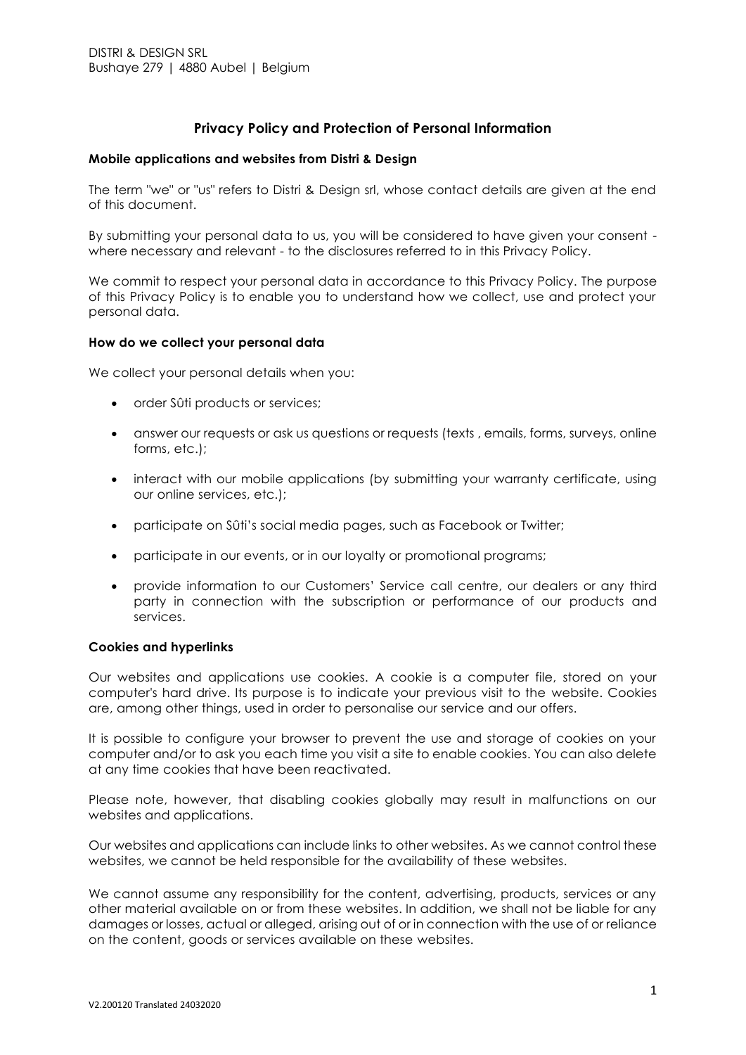DISTRI & DESIGN SRL
Bushaye 279 | 4880 Aubel | Belgium

# Privacy Policy and Protection of Personal Information

### Mobile applications and websites from Distri & Design

The term "we" or "us" refers to Distri & Design srl, whose contact details are given at the end of this document.

By submitting your personal data to us, you will be considered to have given your consent - where necessary and relevant - to the disclosures referred to in this Privacy Policy.

We commit to respect your personal data in accordance to this Privacy Policy. The purpose of this Privacy Policy is to enable you to understand how we collect, use and protect your personal data.

### How do we collect your personal data

We collect your personal details when you:

- order Sûti products or services;
- answer our requests or ask us questions or requests (texts , emails, forms, surveys, online forms, etc.);
- interact with our mobile applications (by submitting your warranty certificate, using our online services, etc.);
- participate on Sûti's social media pages, such as Facebook or Twitter;
- participate in our events, or in our loyalty or promotional programs;
- provide information to our Customers' Service call centre, our dealers or any third party in connection with the subscription or performance of our products and services.

### Cookies and hyperlinks

Our websites and applications use cookies. A cookie is a computer file, stored on your computer's hard drive. Its purpose is to indicate your previous visit to the website. Cookies are, among other things, used in order to personalise our service and our offers.

It is possible to configure your browser to prevent the use and storage of cookies on your computer and/or to ask you each time you visit a site to enable cookies. You can also delete at any time cookies that have been reactivated.

Please note, however, that disabling cookies globally may result in malfunctions on our websites and applications.

Our websites and applications can include links to other websites. As we cannot control these websites, we cannot be held responsible for the availability of these websites.

We cannot assume any responsibility for the content, advertising, products, services or any other material available on or from these websites. In addition, we shall not be liable for any damages or losses, actual or alleged, arising out of or in connection with the use of or reliance on the content, goods or services available on these websites.

V2.200120 Translated 24032020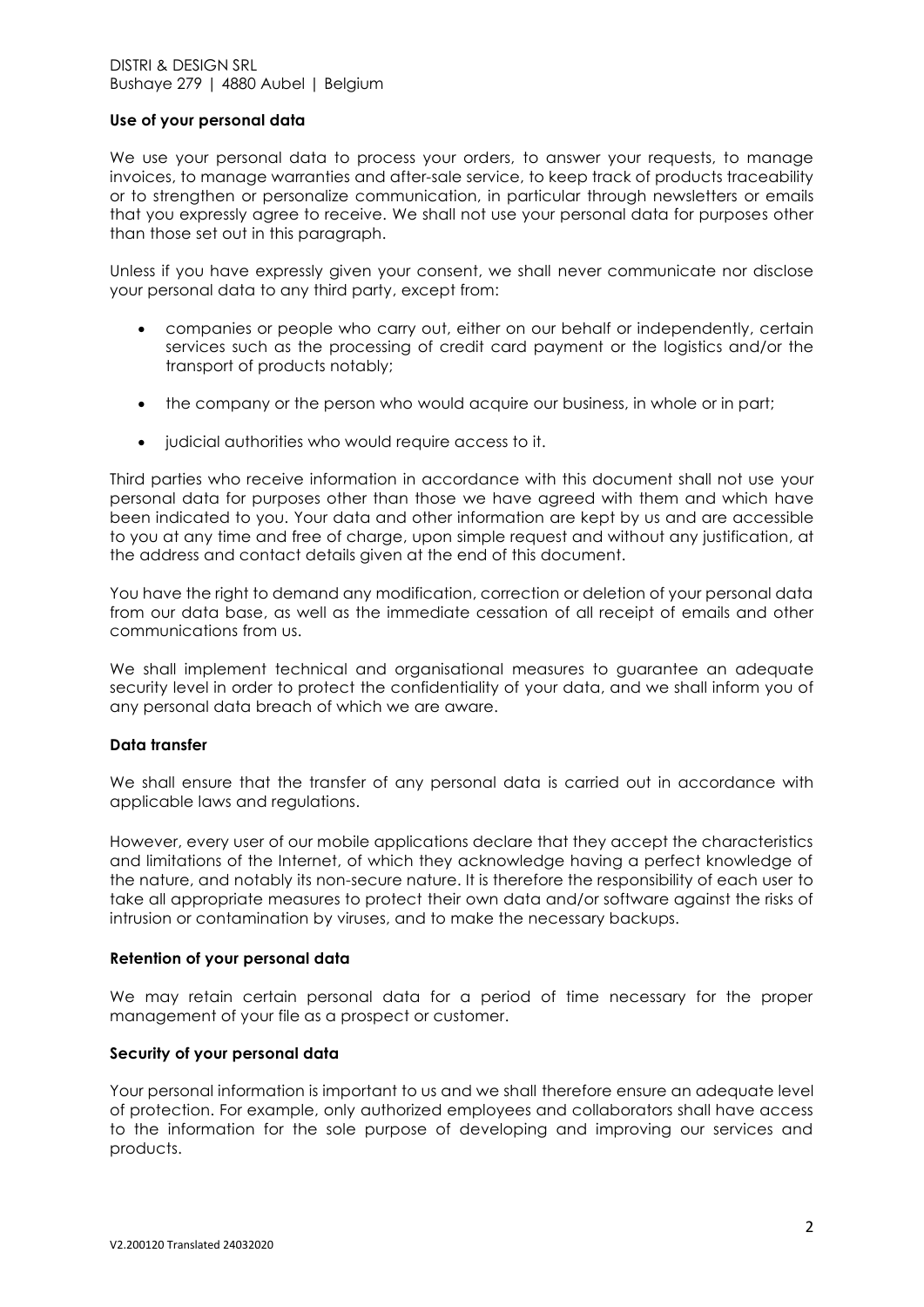## Use of your personal data

We use your personal data to process your orders, to answer your requests, to manage invoices, to manage warranties and after-sale service, to keep track of products traceability or to strengthen or personalize communication, in particular through newsletters or emails that you expressly agree to receive. We shall not use your personal data for purposes other than those set out in this paragraph.

Unless if you have expressly given your consent, we shall never communicate nor disclose your personal data to any third party, except from:

- companies or people who carry out, either on our behalf or independently, certain services such as the processing of credit card payment or the logistics and/or the transport of products notably;
- the company or the person who would acquire our business, in whole or in part;
- judicial authorities who would require access to it.

Third parties who receive information in accordance with this document shall not use your personal data for purposes other than those we have agreed with them and which have been indicated to you. Your data and other information are kept by us and are accessible to you at any time and free of charge, upon simple request and without any justification, at the address and contact details given at the end of this document.

You have the right to demand any modification, correction or deletion of your personal data from our data base, as well as the immediate cessation of all receipt of emails and other communications from us.

We shall implement technical and organisational measures to guarantee an adequate security level in order to protect the confidentiality of your data, and we shall inform you of any personal data breach of which we are aware.

## Data transfer

We shall ensure that the transfer of any personal data is carried out in accordance with applicable laws and regulations.

However, every user of our mobile applications declare that they accept the characteristics and limitations of the Internet, of which they acknowledge having a perfect knowledge of the nature, and notably its non-secure nature. It is therefore the responsibility of each user to take all appropriate measures to protect their own data and/or software against the risks of intrusion or contamination by viruses, and to make the necessary backups.

## Retention of your personal data

We may retain certain personal data for a period of time necessary for the proper management of your file as a prospect or customer.

## Security of your personal data

Your personal information is important to us and we shall therefore ensure an adequate level of protection. For example, only authorized employees and collaborators shall have access to the information for the sole purpose of developing and improving our services and products.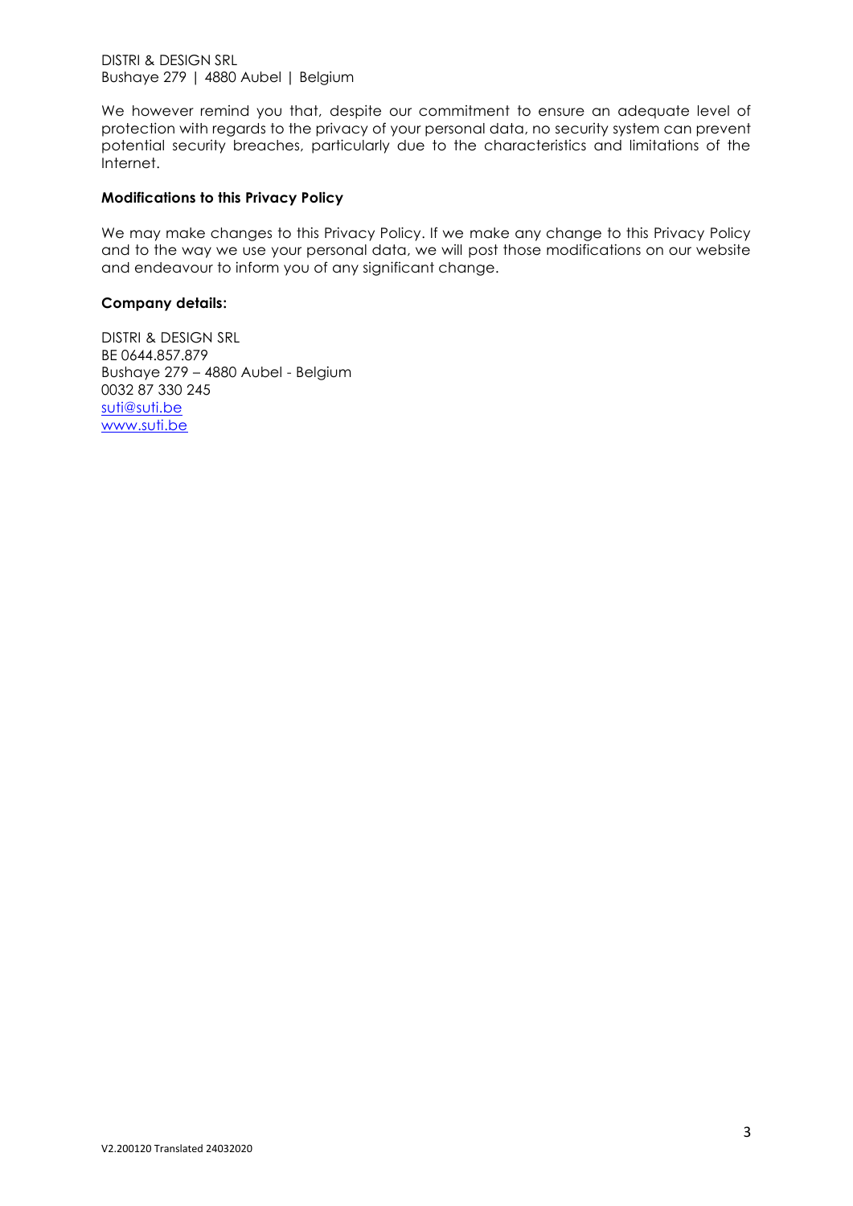We however remind you that, despite our commitment to ensure an adequate level of protection with regards to the privacy of your personal data, no security system can prevent potential security breaches, particularly due to the characteristics and limitations of the Internet.

**Modifications to this Privacy Policy**

We may make changes to this Privacy Policy. If we make any change to this Privacy Policy and to the way we use your personal data, we will post those modifications on our website and endeavour to inform you of any significant change.

**Company details:**

DISTRI & DESIGN SRL  
BE 0644.857.879  
Bushaye 279 – 4880 Aubel - Belgium  
0032 87 330 245  
suti@suti.be  
www.suti.be